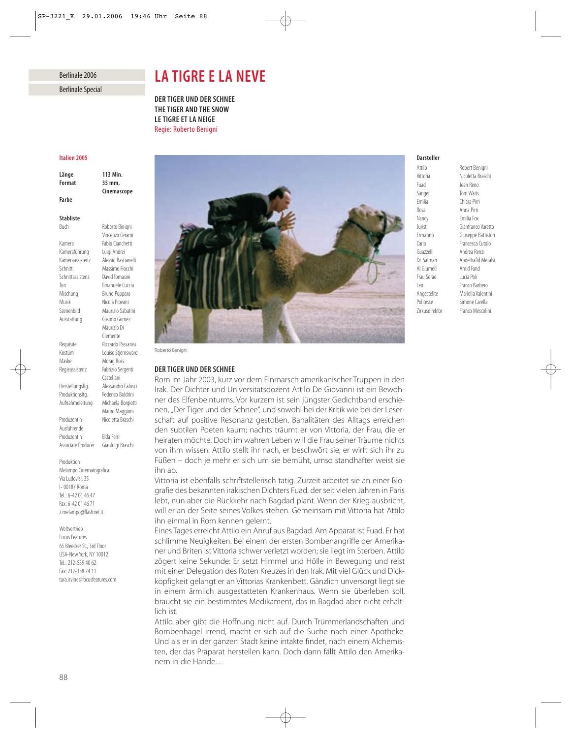Berlinale 2006

Berlinale Special

# LA TIGRE E LA NEVE

**DER TIGER UND DER SCHNEE**
**THE TIGER AND THE SNOW**
**LE TIGRE ET LA NEIGE**
Regie: Roberto Benigni

**Italien 2005**

| | |
|---|---|
| **Länge** | **113 Min.** |
| **Format** | **35 mm, Cinemascope** |
| **Farbe** | |

**Stabliste**

| | |
|---|---|
| Buch | Roberto Binigni, Vincenzo Cerami |
| Kamera | Fabio Cianchetti |
| Kameraführung | Luigi Andrei |
| Kameraassistenz | Alessio Bastianelli |
| Schnitt | Massimo Fiocchi |
| Schnittassistenz | David Tomasini |
| Ton | Emanuele Cuccia |
| Mischung | Bruno Pupparo |
| Musik | Nicola Piovani |
| Szenenbild | Maurizio Sabatini |
| Ausstattung | Cosimo Gomez, Maurizio Di Clemente |
| Requisite | Riccardo Passanisi |
| Kostüm | Louise Stjernsward |
| Maske | Morag Ross |
| Regieassistenz | Fabrizio Sergenti Castellani |
| Herstellungsltg. | Alessandro Calosci |
| Produktionsltg. | Federico Boldrini |
| Aufnahmeleitung | Michaela Borgiotti, Mauro Maggioni |
| Produzentin | Nicoletta Braschi |
| Ausführende Produzentin | Elda Ferri |
| Associate Producer | Gianluigi Braschi |

Produktion
Melampo Cinematografica
Via Ludovisi, 35
I- 00187 Roma
Tel.: 6-42 01 46 47
Fax: 6-42 01 46 71
z.melampo@flashnet.it

Weltvertrieb
Focus Features
65 Bleecker St., 3rd Floor
USA-New York, NY 10012
Tel.: 212-539 40 62
Fax: 212-358 74 11
tara.irvine@focusfeatures.com

Roberto Benigni

**Darsteller**

| | |
|---|---|
| Attilo | Robert Benigni |
| Vittoria | Nicoletta Braschi |
| Fuad | Jean Reno |
| Sänger | Tom Waits |
| Emilia | Chiara Pirri |
| Rosa | Anna Pirri |
| Nancy | Emilia Fox |
| Jurist | Gianfranco Varetto |
| Ermanno | Giuseppe Battiston |
| Carla | Francesca Cutolo |
| Guazzelli | Andrea Renzi |
| Dr. Salman | Abdelhafid Metalsi |
| Al Giumeili | Amid Farid |
| Frau Serao | Lucia Poli |
| Leo | Franco Barbero |
| Angestellte | Mariella Valentini |
| Politesse | Simone Carella |
| Zirkusdirektor | Franco Mescolini |

## DER TIGER UND DER SCHNEE

Rom im Jahr 2003, kurz vor dem Einmarsch amerikanischer Truppen in den Irak. Der Dichter und Universitätsdozent Attilo De Giovanni ist ein Bewohner des Elfenbeinturms. Vor kurzem ist sein jüngster Gedichtband erschienen, „Der Tiger und der Schnee", und sowohl bei der Kritik wie bei der Leserschaft auf positive Resonanz gestoßen. Banalitäten des Alltags erreichen den subtilen Poeten kaum; nachts träumt er von Vittoria, der Frau, die er heiraten möchte. Doch im wahren Leben will die Frau seiner Träume nichts von ihm wissen. Attilo stellt ihr nach, er beschwört sie, er wirft sich ihr zu Füßen – doch je mehr er sich um sie bemüht, umso standhafter weist sie ihn ab.

Vittoria ist ebenfalls schriftstellerisch tätig. Zurzeit arbeitet sie an einer Biografie des bekannten irakischen Dichters Fuad, der seit vielen Jahren in Paris lebt, nun aber die Rückkehr nach Bagdad plant. Wenn der Krieg ausbricht, will er an der Seite seines Volkes stehen. Gemeinsam mit Vittoria hat Attilo ihn einmal in Rom kennen gelernt.

Eines Tages erreicht Attilo ein Anruf aus Bagdad. Am Apparat ist Fuad. Er hat schlimme Neuigkeiten. Bei einem der ersten Bombenangriffe der Amerikaner und Briten ist Vittoria schwer verletzt worden; sie liegt im Sterben. Attilo zögert keine Sekunde: Er setzt Himmel und Hölle in Bewegung und reist mit einer Delegation des Roten Kreuzes in den Irak. Mit viel Glück und Dickköpfigkeit gelangt er an Vittorias Krankenbett. Gänzlich unversorgt liegt sie in einem ärmlich ausgestatteten Krankenhaus. Wenn sie überleben soll, braucht sie ein bestimmtes Medikament, das in Bagdad aber nicht erhältlich ist.

Attilo aber gibt die Hoffnung nicht auf. Durch Trümmerlandschaften und Bombenhagel irrend, macht er sich auf die Suche nach einer Apotheke. Und als er in der ganzen Stadt keine intakte findet, nach einem Alchemisten, der das Präparat herstellen kann. Doch dann fällt Attilo den Amerikanern in die Hände…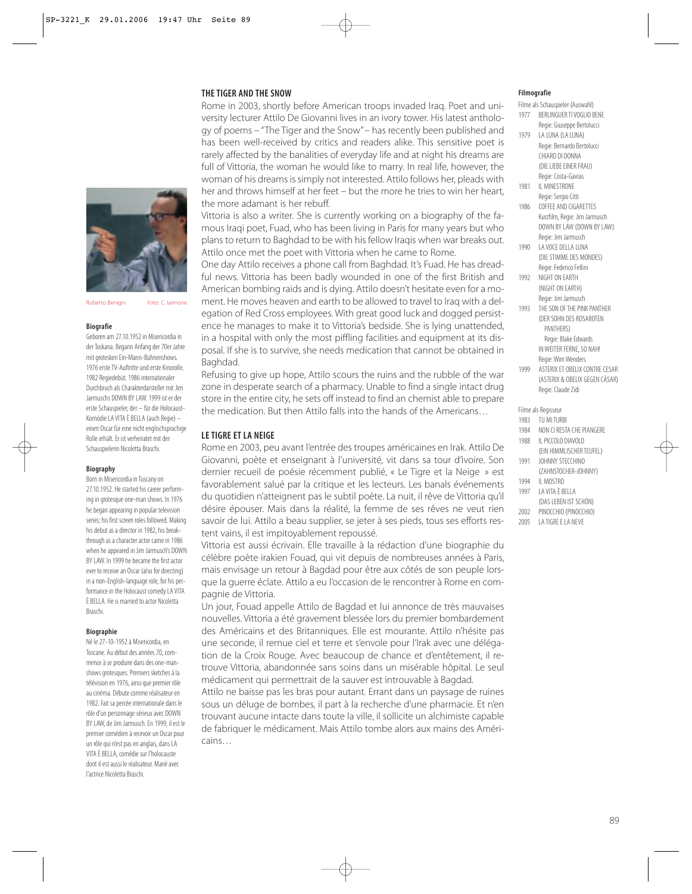Roberto Benigni Foto: C. Iannone

**Biografie**

Geboren am 27.10.1952 in Misericordia in der Toskana. Begann Anfang der 70er Jahre mit grotesken Ein-Mann-Bühnenshows. 1976 erste TV-Auftritte und erste Kinorolle. 1982 Regiedebüt. 1986 internationaler Durchbruch als Charakterdarsteller mit Jim Jarmuschs DOWN BY LAW. 1999 ist er der erste Schauspieler, der – für die Holocaust-Komödie LA VITA È BELLA (auch Regie) – einen Oscar für eine nicht englischsprachige Rolle erhält. Er ist verheiratet mit der Schauspielerin Nicoletta Braschi.

**Biography**

Born in Misericordia in Tuscany on 27.10.1952. He started his career performing in grotesque one-man shows. In 1976 he began appearing in popular television series; his first screen roles followed. Making his debut as a director in 1982, his breakthrough as a character actor came in 1986 when he appeared in Jim Jarmusch's DOWN BY LAW. In 1999 he became the first actor ever to receive an Oscar (also for directing) in a non-English-language role, for his performance in the Holocaust comedy LA VITA È BELLA. He is married to actor Nicoletta Braschi.

**Biographie**

Né le 27-10-1952 à Misericordia, en Toscane. Au début des années 70, commence à se produire dans des one-man-shows grotesques. Premiers sketches à la télévision en 1976, ainsi que premier rôle au cinéma. Débute comme réalisateur en 1982. Fait sa percée internationale dans le rôle d'un personnage sérieux avec DOWN BY LAW, de Jim Jarmusch. En 1999, il est le premier comédien à recevoir un Oscar pour un rôle qui n'est pas en anglais, dans LA VITA È BELLA, comédie sur l'holocauste dont il est aussi le réalisateur. Marié avec l'actrice Nicoletta Braschi.

## THE TIGER AND THE SNOW

Rome in 2003, shortly before American troops invaded Iraq. Poet and university lecturer Attilo De Giovanni lives in an ivory tower. His latest anthology of poems – "The Tiger and the Snow" – has recently been published and has been well-received by critics and readers alike. This sensitive poet is rarely affected by the banalities of everyday life and at night his dreams are full of Vittoria, the woman he would like to marry. In real life, however, the woman of his dreams is simply not interested. Attilo follows her, pleads with her and throws himself at her feet – but the more he tries to win her heart, the more adamant is her rebuff.

Vittoria is also a writer. She is currently working on a biography of the famous Iraqi poet, Fuad, who has been living in Paris for many years but who plans to return to Baghdad to be with his fellow Iraqis when war breaks out. Attilo once met the poet with Vittoria when he came to Rome.

One day Attilo receives a phone call from Baghdad. It's Fuad. He has dreadful news. Vittoria has been badly wounded in one of the first British and American bombing raids and is dying. Attilo doesn't hesitate even for a moment. He moves heaven and earth to be allowed to travel to Iraq with a delegation of Red Cross employees. With great good luck and dogged persistence he manages to make it to Vittoria's bedside. She is lying unattended, in a hospital with only the most piffling facilities and equipment at its disposal. If she is to survive, she needs medication that cannot be obtained in Baghdad.

Refusing to give up hope, Attilo scours the ruins and the rubble of the war zone in desperate search of a pharmacy. Unable to find a single intact drug store in the entire city, he sets off instead to find an chemist able to prepare the medication. But then Attilo falls into the hands of the Americans…

## LE TIGRE ET LA NEIGE

Rome en 2003, peu avant l'entrée des troupes américaines en Irak. Attilo De Giovanni, poète et enseignant à l'université, vit dans sa tour d'ivoire. Son dernier recueil de poésie récemment publié, « Le Tigre et la Neige » est favorablement salué par la critique et les lecteurs. Les banals événements du quotidien n'atteignent pas le subtil poète. La nuit, il rêve de Vittoria qu'il désire épouser. Mais dans la réalité, la femme de ses rêves ne veut rien savoir de lui. Attilo a beau supplier, se jeter à ses pieds, tous ses efforts restent vains, il est impitoyablement repoussé.

Vittoria est aussi écrivain. Elle travaille à la rédaction d'une biographie du célèbre poète irakien Fouad, qui vit depuis de nombreuses années à Paris, mais envisage un retour à Bagdad pour être aux côtés de son peuple lorsque la guerre éclate. Attilo a eu l'occasion de le rencontrer à Rome en compagnie de Vittoria.

Un jour, Fouad appelle Attilo de Bagdad et lui annonce de très mauvaises nouvelles. Vittoria a été gravement blessée lors du premier bombardement des Américains et des Britanniques. Elle est mourante. Attilo n'hésite pas une seconde, il remue ciel et terre et s'envole pour l'Irak avec une délégation de la Croix Rouge. Avec beaucoup de chance et d'entêtement, il retrouve Vittoria, abandonnée sans soins dans un misérable hôpital. Le seul médicament qui permettrait de la sauver est introuvable à Bagdad.

Attilo ne baisse pas les bras pour autant. Errant dans un paysage de ruines sous un déluge de bombes, il part à la recherche d'une pharmacie. Et n'en trouvant aucune intacte dans toute la ville, il sollicite un alchimiste capable de fabriquer le médicament. Mais Attilo tombe alors aux mains des Américains…

**Filmografie**

Filme als Schauspieler (Auswahl)

- 1977 BERLINGUER TI VOGLIO BENE
  Regie: Giuseppe Bertolucci
- 1979 LA LUNA (LA LUNA)
  Regie: Bernardo Bertolucci
  CHIARO DI DONNA
  (DIE LIEBE EINER FRAU)
  Regie: Costa-Gavras
- 1981 IL MINESTRONE
  Regie: Sergio Citti
- 1986 COFFEE AND CIGARETTES
  Kurzfilm, Regie: Jim Jarmusch
  DOWN BY LAW (DOWN BY LAW)
  Regie: Jim Jarmusch
- 1990 LA VOCE DELLA LUNA
  (DIE STIMME DES MONDES)
  Regie: Federico Fellini
- 1992 NIGHT ON EARTH
  (NIGHT ON EARTH)
  Regie: Jim Jarmusch
- 1993 THE SON OF THE PINK PANTHER
  (DER SOHN DES ROSAROTEN PANTHERS)
  Regie: Blake Edwards
  IN WEITER FERNE, SO NAH!
  Regie: Wim Wenders
- 1999 ASTERIX ET OBELIX CONTRE CESAR
  (ASTERIX & OBELIX GEGEN CÄSAR)
  Regie: Claude Zidi

Filme als Regisseur

- 1983 TU MI TURBI
- 1984 NON CI RESTA CHE PIANGERE
- 1988 IL PICCOLO DIAVOLO
  (EIN HIMMLISCHER TEUFEL)
- 1991 JOHNNY STECCHINO
  (ZAHNSTOCHER-JOHNNY)
- 1994 IL MOSTRO
- 1997 LA VITA È BELLA
  (DAS LEBEN IST SCHÖN)
- 2002 PINOCCHIO (PINOCCHIO)
- 2005 LA TIGRE E LA NEVE